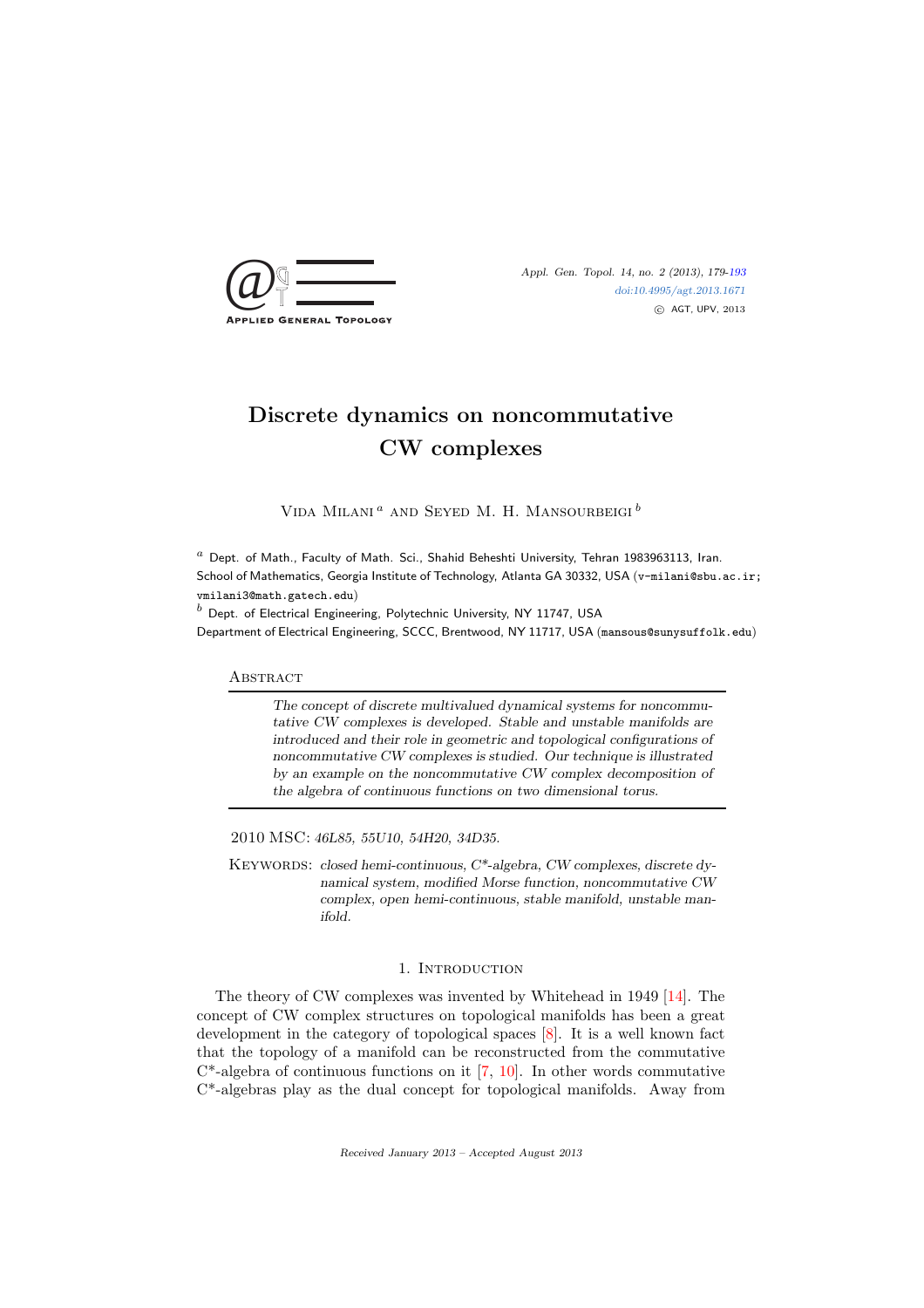# Discrete dynamics on noncommutative CW complexes

Vida Milani [a] and Seyed M. H. Mansourbeigi [b]

[a] Dept. of Math., Faculty of Math. Sci., Shahid Beheshti University, Tehran 1983963113, Iran.
School of Mathematics, Georgia Institute of Technology, Atlanta GA 30332, USA (v-milani@sbu.ac.ir; vmilani3@math.gatech.edu)

[b] Dept. of Electrical Engineering, Polytechnic University, NY 11747, USA
Department of Electrical Engineering, SCCC, Brentwood, NY 11717, USA (mansous@sunysuffolk.edu)

## Abstract

*The concept of discrete multivalued dynamical systems for noncommutative CW complexes is developed. Stable and unstable manifolds are introduced and their role in geometric and topological configurations of noncommutative CW complexes is studied. Our technique is illustrated by an example on the noncommutative CW complex decomposition of the algebra of continuous functions on two dimensional torus.*

2010 MSC: *46L85, 55U10, 54H20, 34D35.*

Keywords: *closed hemi-continuous, C\*-algebra, CW complexes, discrete dynamical system, modified Morse function, noncommutative CW complex, open hemi-continuous, stable manifold, unstable manifold.*

## 1. Introduction

The theory of CW complexes was invented by Whitehead in 1949 [14]. The concept of CW complex structures on topological manifolds has been a great development in the category of topological spaces [8]. It is a well known fact that the topology of a manifold can be reconstructed from the commutative C\*-algebra of continuous functions on it [7, 10]. In other words commutative C\*-algebras play as the dual concept for topological manifolds. Away from

Received January 2013 – Accepted August 2013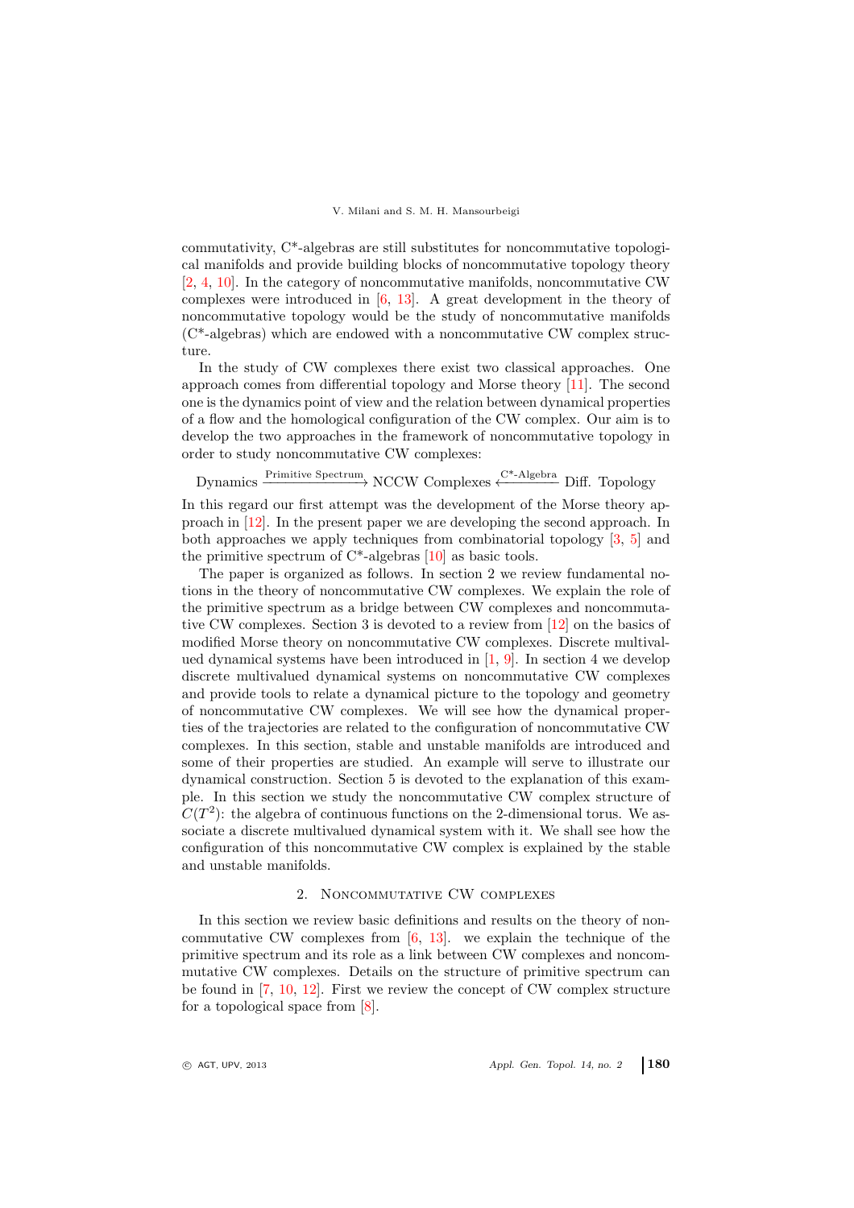commutativity, C*-algebras are still substitutes for noncommutative topological manifolds and provide building blocks of noncommutative topology theory [2, 4, 10]. In the category of noncommutative manifolds, noncommutative CW complexes were introduced in [6, 13]. A great development in the theory of noncommutative topology would be the study of noncommutative manifolds (C*-algebras) which are endowed with a noncommutative CW complex structure.

In the study of CW complexes there exist two classical approaches. One approach comes from differential topology and Morse theory [11]. The second one is the dynamics point of view and the relation between dynamical properties of a flow and the homological configuration of the CW complex. Our aim is to develop the two approaches in the framework of noncommutative topology in order to study noncommutative CW complexes:

$$\text{Dynamics} \xrightarrow{\text{Primitive Spectrum}} \text{NCCW Complexes} \xleftarrow{\text{C*-Algebra}} \text{Diff. Topology}$$

In this regard our first attempt was the development of the Morse theory approach in [12]. In the present paper we are developing the second approach. In both approaches we apply techniques from combinatorial topology [3, 5] and the primitive spectrum of C*-algebras [10] as basic tools.

The paper is organized as follows. In section 2 we review fundamental notions in the theory of noncommutative CW complexes. We explain the role of the primitive spectrum as a bridge between CW complexes and noncommutative CW complexes. Section 3 is devoted to a review from [12] on the basics of modified Morse theory on noncommutative CW complexes. Discrete multivalued dynamical systems have been introduced in [1, 9]. In section 4 we develop discrete multivalued dynamical systems on noncommutative CW complexes and provide tools to relate a dynamical picture to the topology and geometry of noncommutative CW complexes. We will see how the dynamical properties of the trajectories are related to the configuration of noncommutative CW complexes. In this section, stable and unstable manifolds are introduced and some of their properties are studied. An example will serve to illustrate our dynamical construction. Section 5 is devoted to the explanation of this example. In this section we study the noncommutative CW complex structure of $C(T^2)$: the algebra of continuous functions on the 2-dimensional torus. We associate a discrete multivalued dynamical system with it. We shall see how the configuration of this noncommutative CW complex is explained by the stable and unstable manifolds.

## 2. Noncommutative CW complexes

In this section we review basic definitions and results on the theory of noncommutative CW complexes from [6, 13]. we explain the technique of the primitive spectrum and its role as a link between CW complexes and noncommutative CW complexes. Details on the structure of primitive spectrum can be found in [7, 10, 12]. First we review the concept of CW complex structure for a topological space from [8].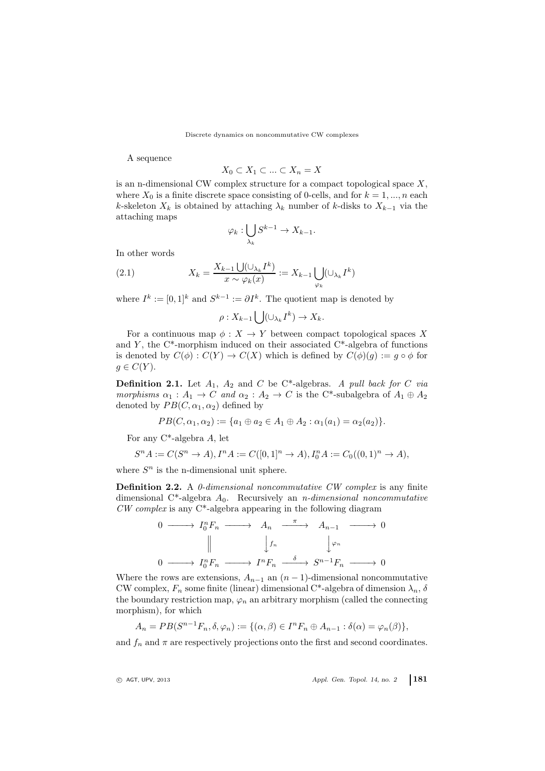A sequence

$$X_0 \subset X_1 \subset ... \subset X_n = X$$

is an n-dimensional CW complex structure for a compact topological space $X$, where $X_0$ is a finite discrete space consisting of 0-cells, and for $k = 1, ..., n$ each $k$-skeleton $X_k$ is obtained by attaching $\lambda_k$ number of $k$-disks to $X_{k-1}$ via the attaching maps

$$\varphi_k : \bigcup_{\lambda_k} S^{k-1} \to X_{k-1}.$$

In other words

$$X_k = \frac{X_{k-1} \bigcup (\cup_{\lambda_k} I^k)}{x \sim \varphi_k(x)} := X_{k-1} \bigcup_{\varphi_k} (\cup_{\lambda_k} I^k) \tag{2.1}$$

where $I^k := [0,1]^k$ and $S^{k-1} := \partial I^k$. The quotient map is denoted by

$$\rho : X_{k-1} \bigcup (\cup_{\lambda_k} I^k) \to X_k.$$

For a continuous map $\phi : X \to Y$ between compact topological spaces $X$ and $Y$, the C\*-morphism induced on their associated C\*-algebra of functions is denoted by $C(\phi) : C(Y) \to C(X)$ which is defined by $C(\phi)(g) := g \circ \phi$ for $g \in C(Y)$.

**Definition 2.1.** Let $A_1$, $A_2$ and $C$ be C\*-algebras. *A pull back for $C$ via morphisms $\alpha_1 : A_1 \to C$ and $\alpha_2 : A_2 \to C$* is the C\*-subalgebra of $A_1 \oplus A_2$ denoted by $PB(C, \alpha_1, \alpha_2)$ defined by

$$PB(C, \alpha_1, \alpha_2) := \{a_1 \oplus a_2 \in A_1 \oplus A_2 : \alpha_1(a_1) = \alpha_2(a_2)\}.$$

For any C\*-algebra $A$, let

$$S^n A := C(S^n \to A), I^n A := C([0,1]^n \to A), I_0^n A := C_0((0,1)^n \to A),$$

where $S^n$ is the n-dimensional unit sphere.

**Definition 2.2.** A *0-dimensional noncommutative CW complex* is any finite dimensional C\*-algebra $A_0$. Recursively an *n-dimensional noncommutative CW complex* is any C\*-algebra appearing in the following diagram

$$\begin{array}{ccccccccc}
0 & \longrightarrow & I_0^n F_n & \longrightarrow & A_n & \xrightarrow{\pi} & A_{n-1} & \longrightarrow & 0 \\
 & & \| & & \downarrow{\scriptstyle f_n} & & \downarrow{\scriptstyle \varphi_n} & & \\
0 & \longrightarrow & I_0^n F_n & \longrightarrow & I^n F_n & \xrightarrow{\delta} & S^{n-1} F_n & \longrightarrow & 0
\end{array}$$

Where the rows are extensions, $A_{n-1}$ an $(n-1)$-dimensional noncommutative CW complex, $F_n$ some finite (linear) dimensional C\*-algebra of dimension $\lambda_n$, $\delta$ the boundary restriction map, $\varphi_n$ an arbitrary morphism (called the connecting morphism), for which

$$A_n = PB(S^{n-1} F_n, \delta, \varphi_n) := \{(\alpha, \beta) \in I^n F_n \oplus A_{n-1} : \delta(\alpha) = \varphi_n(\beta)\},$$

and $f_n$ and $\pi$ are respectively projections onto the first and second coordinates.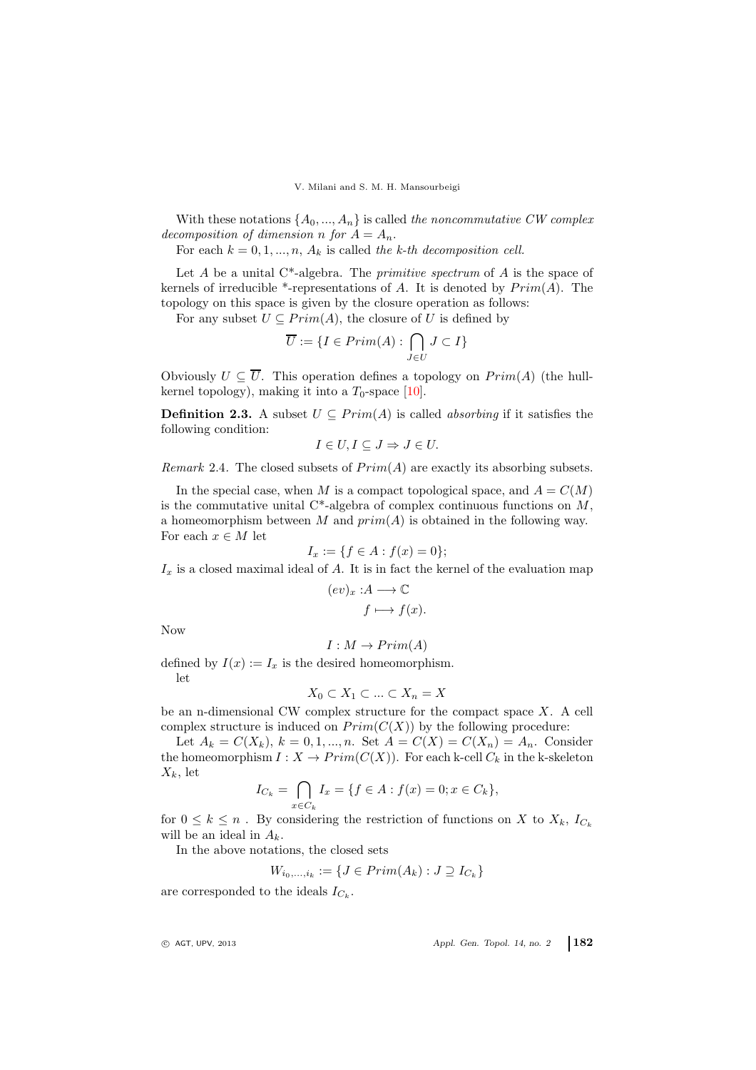With these notations $\{A_0, ..., A_n\}$ is called *the noncommutative CW complex decomposition of dimension n for $A = A_n$.*

For each $k = 0, 1, ..., n$, $A_k$ is called *the k-th decomposition cell.*

Let $A$ be a unital C*-algebra. The *primitive spectrum* of $A$ is the space of kernels of irreducible *-representations of $A$. It is denoted by $Prim(A)$. The topology on this space is given by the closure operation as follows:

For any subset $U \subseteq Prim(A)$, the closure of $U$ is defined by

$$\overline{U} := \{I \in Prim(A) : \bigcap_{J \in U} J \subset I\}$$

Obviously $U \subseteq \overline{U}$. This operation defines a topology on $Prim(A)$ (the hull-kernel topology), making it into a $T_0$-space [10].

**Definition 2.3.** A subset $U \subseteq Prim(A)$ is called *absorbing* if it satisfies the following condition:

$$I \in U, I \subseteq J \Rightarrow J \in U.$$

*Remark* 2.4. The closed subsets of $Prim(A)$ are exactly its absorbing subsets.

In the special case, when $M$ is a compact topological space, and $A = C(M)$ is the commutative unital C*-algebra of complex continuous functions on $M$, a homeomorphism between $M$ and $prim(A)$ is obtained in the following way. For each $x \in M$ let

$$I_x := \{f \in A : f(x) = 0\};$$

$I_x$ is a closed maximal ideal of $A$. It is in fact the kernel of the evaluation map

$$(ev)_x : A \longrightarrow \mathbb{C}$$
$$f \longmapsto f(x).$$

Now

$$I : M \to Prim(A)$$

defined by $I(x) := I_x$ is the desired homeomorphism.

let

$$X_0 \subset X_1 \subset ... \subset X_n = X$$

be an n-dimensional CW complex structure for the compact space $X$. A cell complex structure is induced on $Prim(C(X))$ by the following procedure:

Let $A_k = C(X_k)$, $k = 0, 1, ..., n$. Set $A = C(X) = C(X_n) = A_n$. Consider the homeomorphism $I : X \to Prim(C(X))$. For each k-cell $C_k$ in the k-skeleton $X_k$, let

$$I_{C_k} = \bigcap_{x \in C_k} I_x = \{f \in A : f(x) = 0; x \in C_k\},$$

for $0 \leq k \leq n$ . By considering the restriction of functions on $X$ to $X_k$, $I_{C_k}$ will be an ideal in $A_k$.

In the above notations, the closed sets

$$W_{i_0,...,i_k} := \{J \in Prim(A_k) : J \supseteq I_{C_k}\}$$

are corresponded to the ideals $I_{C_k}$.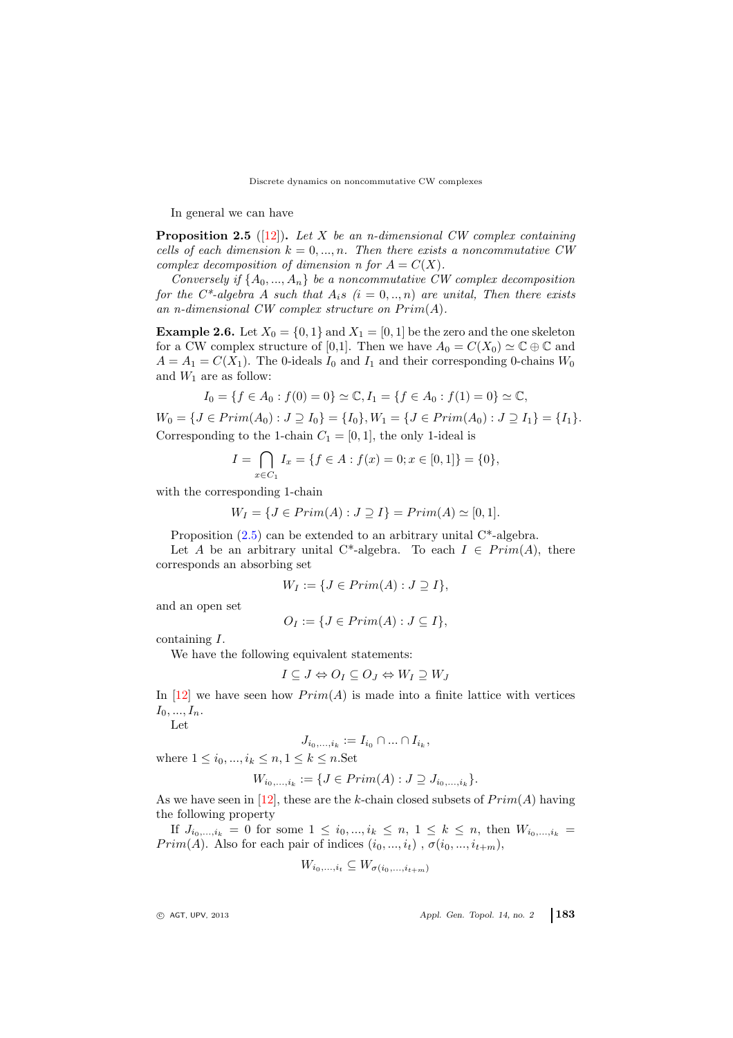In general we can have

**Proposition 2.5** ([12]). *Let $X$ be an $n$-dimensional CW complex containing cells of each dimension $k = 0, ..., n$. Then there exists a noncommutative CW complex decomposition of dimension $n$ for $A = C(X)$.*

*Conversely if $\{A_0, ..., A_n\}$ be a noncommutative CW complex decomposition for the C\*-algebra $A$ such that $A_i$s $(i = 0, .., n)$ are unital, Then there exists an $n$-dimensional CW complex structure on $Prim(A)$.*

**Example 2.6.** Let $X_0 = \{0, 1\}$ and $X_1 = [0, 1]$ be the zero and the one skeleton for a CW complex structure of [0,1]. Then we have $A_0 = C(X_0) \simeq \mathbb{C} \oplus \mathbb{C}$ and $A = A_1 = C(X_1)$. The 0-ideals $I_0$ and $I_1$ and their corresponding 0-chains $W_0$ and $W_1$ are as follow:

$$I_0 = \{f \in A_0 : f(0) = 0\} \simeq \mathbb{C}, I_1 = \{f \in A_0 : f(1) = 0\} \simeq \mathbb{C},$$

$$W_0 = \{J \in Prim(A_0) : J \supseteq I_0\} = \{I_0\}, W_1 = \{J \in Prim(A_0) : J \supseteq I_1\} = \{I_1\}.$$

Corresponding to the 1-chain $C_1 = [0, 1]$, the only 1-ideal is

$$I = \bigcap_{x \in C_1} I_x = \{f \in A : f(x) = 0; x \in [0, 1]\} = \{0\},$$

with the corresponding 1-chain

$$W_I = \{J \in Prim(A) : J \supseteq I\} = Prim(A) \simeq [0, 1].$$

Proposition (2.5) can be extended to an arbitrary unital C\*-algebra.

Let $A$ be an arbitrary unital C\*-algebra. To each $I \in Prim(A)$, there corresponds an absorbing set

$$W_I := \{J \in Prim(A) : J \supseteq I\},$$

and an open set

$$O_I := \{J \in Prim(A) : J \subseteq I\},$$

containing $I$.

We have the following equivalent statements:

$$I \subseteq J \Leftrightarrow O_I \subseteq O_J \Leftrightarrow W_I \supseteq W_J$$

In [12] we have seen how $Prim(A)$ is made into a finite lattice with vertices $I_0, ..., I_n$.

Let

$$J_{i_0,...,i_k} := I_{i_0} \cap ... \cap I_{i_k},$$

where $1 \leq i_0, ..., i_k \leq n, 1 \leq k \leq n$.Set

$$W_{i_0,...,i_k} := \{J \in Prim(A) : J \supseteq J_{i_0,...,i_k}\}.$$

As we have seen in [12], these are the $k$-chain closed subsets of $Prim(A)$ having the following property

If $J_{i_0,...,i_k} = 0$ for some $1 \leq i_0, ..., i_k \leq n$, $1 \leq k \leq n$, then $W_{i_0,...,i_k} = Prim(A)$. Also for each pair of indices $(i_0, ..., i_t)$ , $\sigma(i_0, ..., i_{t+m})$,

$$W_{i_0,...,i_t} \subseteq W_{\sigma(i_0,...,i_{t+m})}$$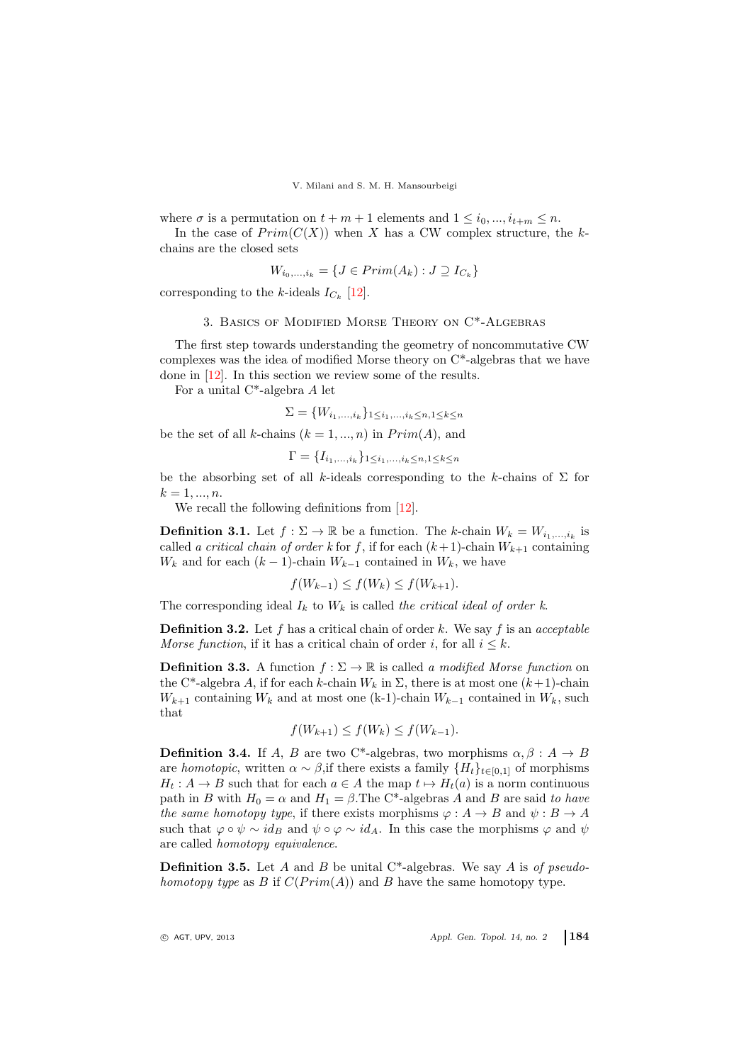where $\sigma$ is a permutation on $t+m+1$ elements and $1 \leq i_0, ..., i_{t+m} \leq n$.

In the case of $Prim(C(X))$ when $X$ has a CW complex structure, the $k$-chains are the closed sets

$$W_{i_0,...,i_k} = \{J \in Prim(A_k) : J \supseteq I_{C_k}\}$$

corresponding to the $k$-ideals $I_{C_k}$ [12].

## 3. Basics of Modified Morse Theory on C*-Algebras

The first step towards understanding the geometry of noncommutative CW complexes was the idea of modified Morse theory on C*-algebras that we have done in [12]. In this section we review some of the results.

For a unital C*-algebra $A$ let

$$\Sigma = \{W_{i_1,...,i_k}\}_{1 \leq i_1,...,i_k \leq n, 1 \leq k \leq n}$$

be the set of all $k$-chains ($k = 1, ..., n$) in $Prim(A)$, and

$$\Gamma = \{I_{i_1,...,i_k}\}_{1 \leq i_1,...,i_k \leq n, 1 \leq k \leq n}$$

be the absorbing set of all $k$-ideals corresponding to the $k$-chains of $\Sigma$ for $k = 1, ..., n$.

We recall the following definitions from [12].

**Definition 3.1.** Let $f : \Sigma \to \mathbb{R}$ be a function. The $k$-chain $W_k = W_{i_1,...,i_k}$ is called *a critical chain of order k* for $f$, if for each $(k+1)$-chain $W_{k+1}$ containing $W_k$ and for each $(k-1)$-chain $W_{k-1}$ contained in $W_k$, we have

$$f(W_{k-1}) \leq f(W_k) \leq f(W_{k+1}).$$

The corresponding ideal $I_k$ to $W_k$ is called *the critical ideal of order k*.

**Definition 3.2.** Let $f$ has a critical chain of order $k$. We say $f$ is an *acceptable Morse function*, if it has a critical chain of order $i$, for all $i \leq k$.

**Definition 3.3.** A function $f : \Sigma \to \mathbb{R}$ is called *a modified Morse function* on the C*-algebra $A$, if for each $k$-chain $W_k$ in $\Sigma$, there is at most one $(k+1)$-chain $W_{k+1}$ containing $W_k$ and at most one (k-1)-chain $W_{k-1}$ contained in $W_k$, such that

$$f(W_{k+1}) \leq f(W_k) \leq f(W_{k-1}).$$

**Definition 3.4.** If $A$, $B$ are two C*-algebras, two morphisms $\alpha, \beta : A \to B$ are *homotopic*, written $\alpha \sim \beta$,if there exists a family $\{H_t\}_{t \in [0,1]}$ of morphisms $H_t : A \to B$ such that for each $a \in A$ the map $t \mapsto H_t(a)$ is a norm continuous path in $B$ with $H_0 = \alpha$ and $H_1 = \beta$.The C*-algebras $A$ and $B$ are said *to have the same homotopy type*, if there exists morphisms $\varphi : A \to B$ and $\psi : B \to A$ such that $\varphi \circ \psi \sim id_B$ and $\psi \circ \varphi \sim id_A$. In this case the morphisms $\varphi$ and $\psi$ are called *homotopy equivalence*.

**Definition 3.5.** Let $A$ and $B$ be unital C*-algebras. We say $A$ is *of pseudo-homotopy type* as $B$ if $C(Prim(A))$ and $B$ have the same homotopy type.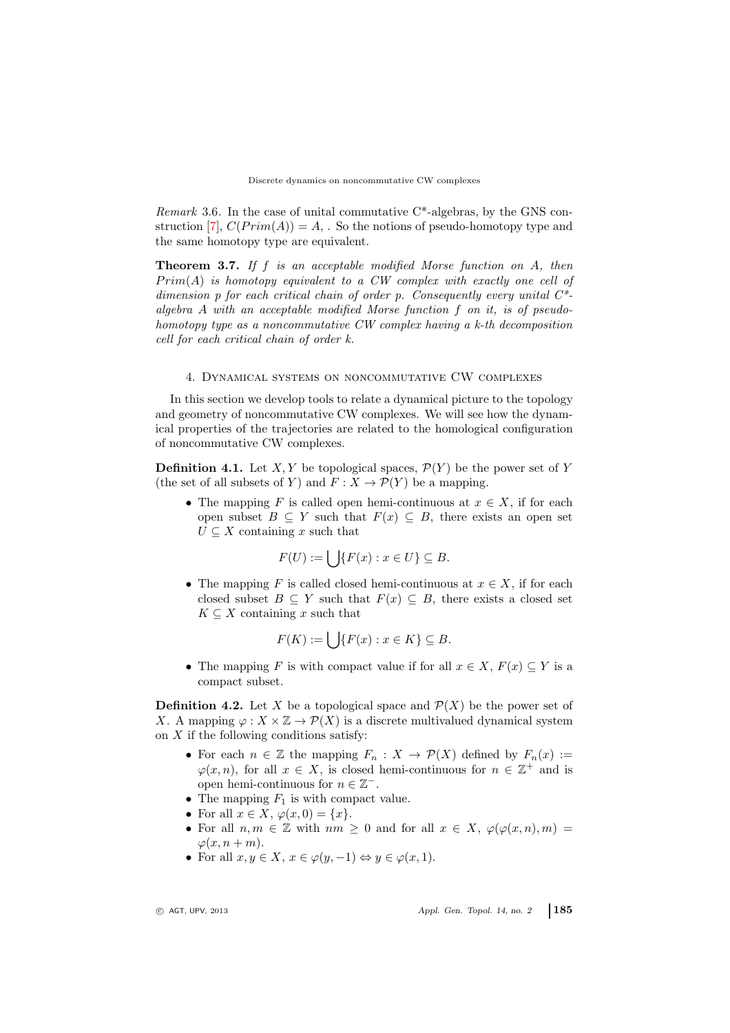*Remark* 3.6. In the case of unital commutative C*-algebras, by the GNS construction [7], $C(Prim(A)) = A$, . So the notions of pseudo-homotopy type and the same homotopy type are equivalent.

**Theorem 3.7.** *If $f$ is an acceptable modified Morse function on A, then $Prim(A)$ is homotopy equivalent to a CW complex with exactly one cell of dimension $p$ for each critical chain of order $p$. Consequently every unital C*-algebra A with an acceptable modified Morse function $f$ on it, is of pseudo-homotopy type as a noncommutative CW complex having a $k$-th decomposition cell for each critical chain of order $k$.*

## 4. Dynamical systems on noncommutative CW complexes

In this section we develop tools to relate a dynamical picture to the topology and geometry of noncommutative CW complexes. We will see how the dynamical properties of the trajectories are related to the homological configuration of noncommutative CW complexes.

**Definition 4.1.** Let $X, Y$ be topological spaces, $\mathcal{P}(Y)$ be the power set of $Y$ (the set of all subsets of $Y$) and $F : X \to \mathcal{P}(Y)$ be a mapping.

- The mapping $F$ is called open hemi-continuous at $x \in X$, if for each open subset $B \subseteq Y$ such that $F(x) \subseteq B$, there exists an open set $U \subseteq X$ containing $x$ such that
$$F(U) := \bigcup\{F(x) : x \in U\} \subseteq B.$$
- The mapping $F$ is called closed hemi-continuous at $x \in X$, if for each closed subset $B \subseteq Y$ such that $F(x) \subseteq B$, there exists a closed set $K \subseteq X$ containing $x$ such that
$$F(K) := \bigcup\{F(x) : x \in K\} \subseteq B.$$
- The mapping $F$ is with compact value if for all $x \in X$, $F(x) \subseteq Y$ is a compact subset.

**Definition 4.2.** Let $X$ be a topological space and $\mathcal{P}(X)$ be the power set of $X$. A mapping $\varphi : X \times \mathbb{Z} \to \mathcal{P}(X)$ is a discrete multivalued dynamical system on $X$ if the following conditions satisfy:

- For each $n \in \mathbb{Z}$ the mapping $F_n : X \to \mathcal{P}(X)$ defined by $F_n(x) := \varphi(x, n)$, for all $x \in X$, is closed hemi-continuous for $n \in \mathbb{Z}^+$ and is open hemi-continuous for $n \in \mathbb{Z}^-$.
- The mapping $F_1$ is with compact value.
- For all $x \in X$, $\varphi(x, 0) = \{x\}$.
- For all $n, m \in \mathbb{Z}$ with $nm \geq 0$ and for all $x \in X$, $\varphi(\varphi(x, n), m) = \varphi(x, n + m)$.
- For all $x, y \in X$, $x \in \varphi(y, -1) \Leftrightarrow y \in \varphi(x, 1)$.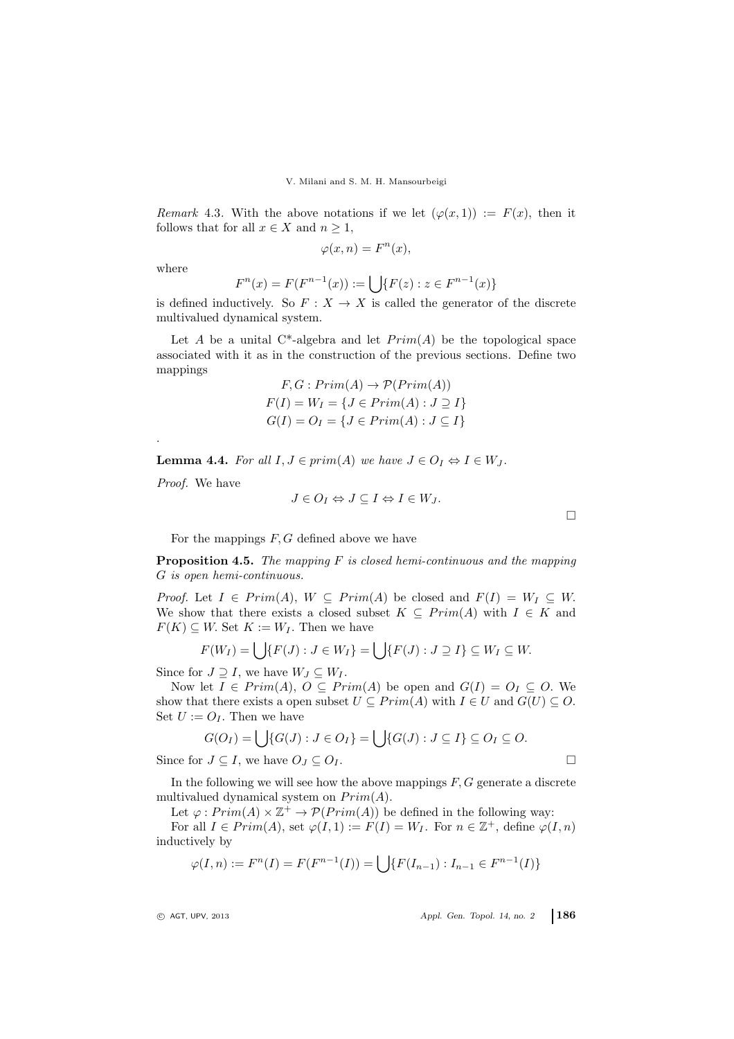*Remark* 4.3. With the above notations if we let $(\varphi(x,1)) := F(x)$, then it follows that for all $x \in X$ and $n \geq 1$,

$$\varphi(x,n) = F^n(x),$$

where

$$F^n(x) = F(F^{n-1}(x)) := \bigcup\{F(z) : z \in F^{n-1}(x)\}$$

is defined inductively. So $F : X \to X$ is called the generator of the discrete multivalued dynamical system.

Let $A$ be a unital C*-algebra and let $Prim(A)$ be the topological space associated with it as in the construction of the previous sections. Define two mappings

$$F, G : Prim(A) \to \mathcal{P}(Prim(A))$$
$$F(I) = W_I = \{J \in Prim(A) : J \supseteq I\}$$
$$G(I) = O_I = \{J \in Prim(A) : J \subseteq I\}$$

.

**Lemma 4.4.** *For all $I, J \in prim(A)$ we have $J \in O_I \Leftrightarrow I \in W_J$.*

*Proof.* We have

$$J \in O_I \Leftrightarrow J \subseteq I \Leftrightarrow I \in W_J.$$

□

For the mappings $F, G$ defined above we have

**Proposition 4.5.** *The mapping $F$ is closed hemi-continuous and the mapping $G$ is open hemi-continuous.*

*Proof.* Let $I \in Prim(A)$, $W \subseteq Prim(A)$ be closed and $F(I) = W_I \subseteq W$. We show that there exists a closed subset $K \subseteq Prim(A)$ with $I \in K$ and $F(K) \subseteq W$. Set $K := W_I$. Then we have

$$F(W_I) = \bigcup\{F(J) : J \in W_I\} = \bigcup\{F(J) : J \supseteq I\} \subseteq W_I \subseteq W.$$

Since for $J \supseteq I$, we have $W_J \subseteq W_I$.

Now let $I \in Prim(A)$, $O \subseteq Prim(A)$ be open and $G(I) = O_I \subseteq O$. We show that there exists a open subset $U \subseteq Prim(A)$ with $I \in U$ and $G(U) \subseteq O$. Set $U := O_I$. Then we have

$$G(O_I) = \bigcup\{G(J) : J \in O_I\} = \bigcup\{G(J) : J \subseteq I\} \subseteq O_I \subseteq O.$$

Since for $J \subseteq I$, we have $O_J \subseteq O_I$. □

In the following we will see how the above mappings $F, G$ generate a discrete multivalued dynamical system on $Prim(A)$.

Let $\varphi : Prim(A) \times \mathbb{Z}^+ \to \mathcal{P}(Prim(A))$ be defined in the following way:

For all $I \in Prim(A)$, set $\varphi(I,1) := F(I) = W_I$. For $n \in \mathbb{Z}^+$, define $\varphi(I,n)$ inductively by

$$\varphi(I,n) := F^n(I) = F(F^{n-1}(I)) = \bigcup\{F(I_{n-1}) : I_{n-1} \in F^{n-1}(I)\}$$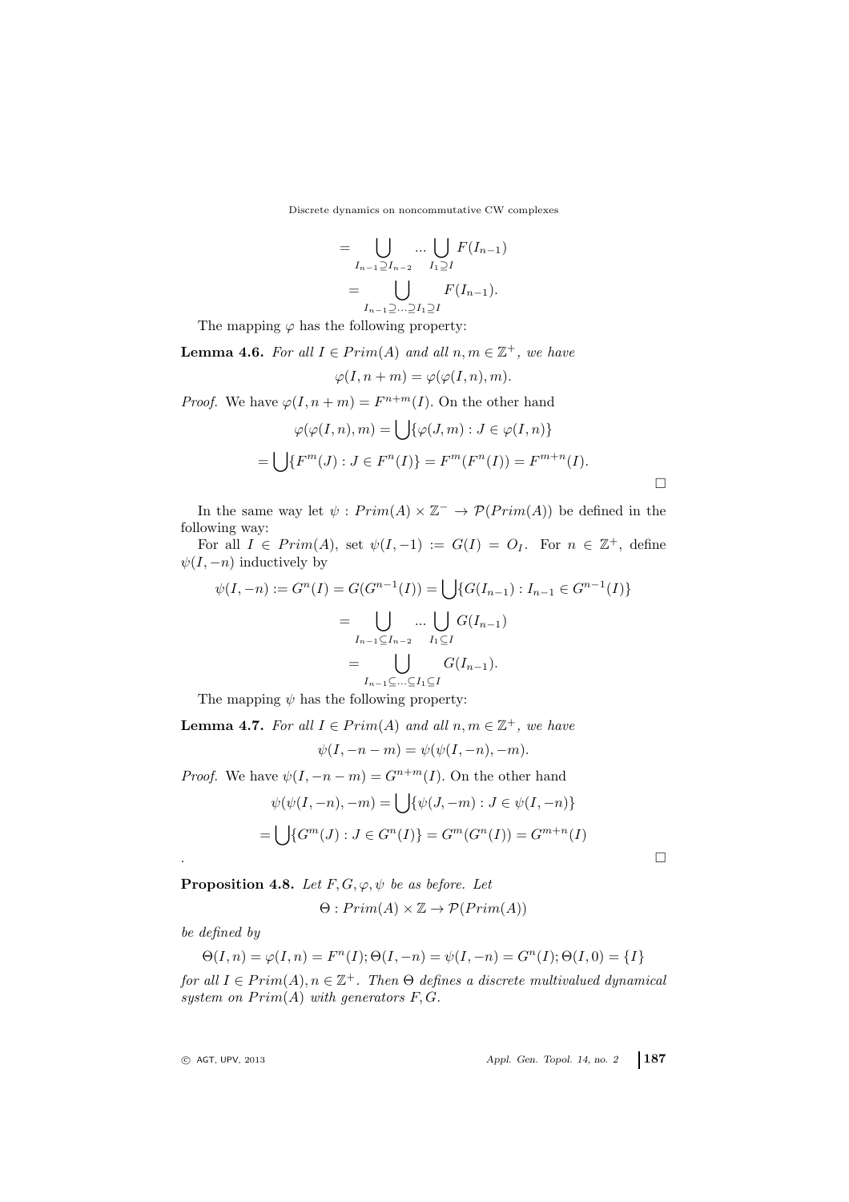$$= \bigcup_{I_{n-1} \supseteq I_{n-2}} \ldots \bigcup_{I_1 \supseteq I} F(I_{n-1})$$

$$= \bigcup_{I_{n-1} \supseteq \ldots \supseteq I_1 \supseteq I} F(I_{n-1}).$$

The mapping $\varphi$ has the following property:

**Lemma 4.6.** *For all $I \in Prim(A)$ and all $n, m \in \mathbb{Z}^+$, we have*

$$\varphi(I, n+m) = \varphi(\varphi(I,n), m).$$

*Proof.* We have $\varphi(I, n+m) = F^{n+m}(I)$. On the other hand

$$\varphi(\varphi(I,n), m) = \bigcup \{\varphi(J, m) : J \in \varphi(I,n)\}$$

$$= \bigcup \{F^m(J) : J \in F^n(I)\} = F^m(F^n(I)) = F^{m+n}(I).$$

□

In the same way let $\psi : Prim(A) \times \mathbb{Z}^- \to \mathcal{P}(Prim(A))$ be defined in the following way:

For all $I \in Prim(A)$, set $\psi(I, -1) := G(I) = O_I$. For $n \in \mathbb{Z}^+$, define $\psi(I, -n)$ inductively by

$$\psi(I, -n) := G^n(I) = G(G^{n-1}(I)) = \bigcup \{G(I_{n-1}) : I_{n-1} \in G^{n-1}(I)\}$$

$$= \bigcup_{I_{n-1} \subseteq I_{n-2}} \ldots \bigcup_{I_1 \subseteq I} G(I_{n-1})$$

$$= \bigcup_{I_{n-1} \subseteq \ldots \subseteq I_1 \subseteq I} G(I_{n-1}).$$

The mapping $\psi$ has the following property:

**Lemma 4.7.** *For all $I \in Prim(A)$ and all $n, m \in \mathbb{Z}^+$, we have*

$$\psi(I, -n-m) = \psi(\psi(I, -n), -m).$$

*Proof.* We have $\psi(I, -n-m) = G^{n+m}(I)$. On the other hand

$$\psi(\psi(I, -n), -m) = \bigcup \{\psi(J, -m) : J \in \psi(I, -n)\}$$

$$= \bigcup \{G^m(J) : J \in G^n(I)\} = G^m(G^n(I)) = G^{m+n}(I)$$

. □

**Proposition 4.8.** *Let $F, G, \varphi, \psi$ be as before. Let*

$$\Theta : Prim(A) \times \mathbb{Z} \to \mathcal{P}(Prim(A))$$

*be defined by*

$$\Theta(I, n) = \varphi(I, n) = F^n(I); \Theta(I, -n) = \psi(I, -n) = G^n(I); \Theta(I, 0) = \{I\}$$

*for all $I \in Prim(A), n \in \mathbb{Z}^+$. Then $\Theta$ defines a discrete multivalued dynamical system on $Prim(A)$ with generators $F, G$.*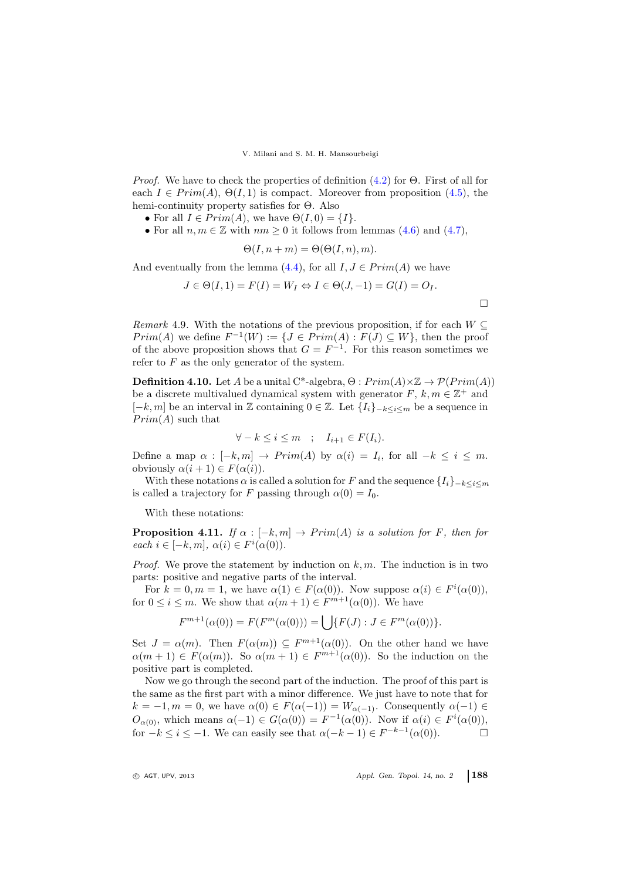*Proof.* We have to check the properties of definition (4.2) for $\Theta$. First of all for each $I \in Prim(A)$, $\Theta(I, 1)$ is compact. Moreover from proposition (4.5), the hemi-continuity property satisfies for $\Theta$. Also

- For all $I \in Prim(A)$, we have $\Theta(I, 0) = \{I\}$.
- For all $n, m \in \mathbb{Z}$ with $nm \geq 0$ it follows from lemmas (4.6) and (4.7),

$$\Theta(I, n+m) = \Theta(\Theta(I, n), m).$$

And eventually from the lemma (4.4), for all $I, J \in Prim(A)$ we have

$$J \in \Theta(I, 1) = F(I) = W_I \Leftrightarrow I \in \Theta(J, -1) = G(I) = O_I.$$

$\square$

*Remark* 4.9. With the notations of the previous proposition, if for each $W \subseteq Prim(A)$ we define $F^{-1}(W) := \{J \in Prim(A) : F(J) \subseteq W\}$, then the proof of the above proposition shows that $G = F^{-1}$. For this reason sometimes we refer to $F$ as the only generator of the system.

**Definition 4.10.** Let $A$ be a unital C*-algebra, $\Theta : Prim(A) \times \mathbb{Z} \to \mathcal{P}(Prim(A))$ be a discrete multivalued dynamical system with generator $F$, $k, m \in \mathbb{Z}^+$ and $[-k, m]$ be an interval in $\mathbb{Z}$ containing $0 \in \mathbb{Z}$. Let $\{I_i\}_{-k \leq i \leq m}$ be a sequence in $Prim(A)$ such that

$$\forall -k \leq i \leq m \quad ; \quad I_{i+1} \in F(I_i).$$

Define a map $\alpha : [-k, m] \to Prim(A)$ by $\alpha(i) = I_i$, for all $-k \leq i \leq m$. obviously $\alpha(i+1) \in F(\alpha(i))$.

With these notations $\alpha$ is called a solution for $F$ and the sequence $\{I_i\}_{-k \leq i \leq m}$ is called a trajectory for $F$ passing through $\alpha(0) = I_0$.

With these notations:

**Proposition 4.11.** *If $\alpha : [-k, m] \to Prim(A)$ is a solution for $F$, then for each $i \in [-k, m]$, $\alpha(i) \in F^i(\alpha(0))$.*

*Proof.* We prove the statement by induction on $k, m$. The induction is in two parts: positive and negative parts of the interval.

For $k = 0, m = 1$, we have $\alpha(1) \in F(\alpha(0))$. Now suppose $\alpha(i) \in F^i(\alpha(0))$, for $0 \leq i \leq m$. We show that $\alpha(m+1) \in F^{m+1}(\alpha(0))$. We have

$$F^{m+1}(\alpha(0)) = F(F^m(\alpha(0))) = \bigcup \{F(J) : J \in F^m(\alpha(0))\}.$$

Set $J = \alpha(m)$. Then $F(\alpha(m)) \subseteq F^{m+1}(\alpha(0))$. On the other hand we have $\alpha(m+1) \in F(\alpha(m))$. So $\alpha(m+1) \in F^{m+1}(\alpha(0))$. So the induction on the positive part is completed.

Now we go through the second part of the induction. The proof of this part is the same as the first part with a minor difference. We just have to note that for $k = -1, m = 0$, we have $\alpha(0) \in F(\alpha(-1)) = W_{\alpha(-1)}$. Consequently $\alpha(-1) \in O_{\alpha(0)}$, which means $\alpha(-1) \in G(\alpha(0)) = F^{-1}(\alpha(0))$. Now if $\alpha(i) \in F^i(\alpha(0))$, for $-k \leq i \leq -1$. We can easily see that $\alpha(-k-1) \in F^{-k-1}(\alpha(0))$. $\square$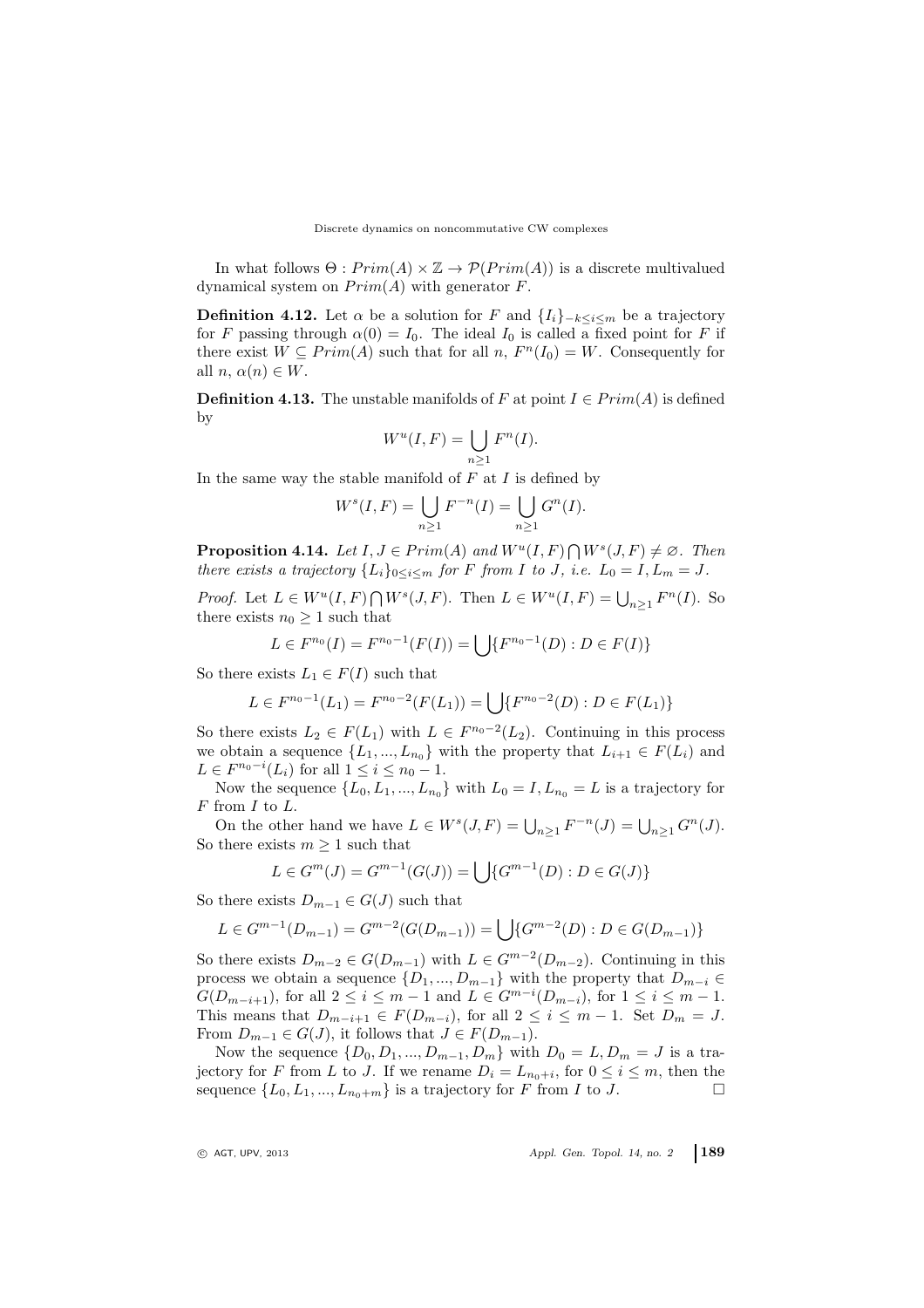In what follows $\Theta : Prim(A) \times \mathbb{Z} \to \mathcal{P}(Prim(A))$ is a discrete multivalued dynamical system on $Prim(A)$ with generator $F$.

**Definition 4.12.** Let $\alpha$ be a solution for $F$ and $\{I_i\}_{-k \leq i \leq m}$ be a trajectory for $F$ passing through $\alpha(0) = I_0$. The ideal $I_0$ is called a fixed point for $F$ if there exist $W \subseteq Prim(A)$ such that for all $n$, $F^n(I_0) = W$. Consequently for all $n$, $\alpha(n) \in W$.

**Definition 4.13.** The unstable manifolds of $F$ at point $I \in Prim(A)$ is defined by

$$W^u(I, F) = \bigcup_{n \geq 1} F^n(I).$$

In the same way the stable manifold of $F$ at $I$ is defined by

$$W^s(I, F) = \bigcup_{n \geq 1} F^{-n}(I) = \bigcup_{n \geq 1} G^n(I).$$

**Proposition 4.14.** *Let $I, J \in Prim(A)$ and $W^u(I, F) \bigcap W^s(J, F) \neq \varnothing$. Then there exists a trajectory $\{L_i\}_{0 \leq i \leq m}$ for $F$ from $I$ to $J$, i.e. $L_0 = I, L_m = J$.*

*Proof.* Let $L \in W^u(I, F) \bigcap W^s(J, F)$. Then $L \in W^u(I, F) = \bigcup_{n \geq 1} F^n(I)$. So there exists $n_0 \geq 1$ such that

$$L \in F^{n_0}(I) = F^{n_0 - 1}(F(I)) = \bigcup \{F^{n_0 - 1}(D) : D \in F(I)\}$$

So there exists $L_1 \in F(I)$ such that

$$L \in F^{n_0 - 1}(L_1) = F^{n_0 - 2}(F(L_1)) = \bigcup \{F^{n_0 - 2}(D) : D \in F(L_1)\}$$

So there exists $L_2 \in F(L_1)$ with $L \in F^{n_0 - 2}(L_2)$. Continuing in this process we obtain a sequence $\{L_1, ..., L_{n_0}\}$ with the property that $L_{i+1} \in F(L_i)$ and $L \in F^{n_0 - i}(L_i)$ for all $1 \leq i \leq n_0 - 1$.

Now the sequence $\{L_0, L_1, ..., L_{n_0}\}$ with $L_0 = I, L_{n_0} = L$ is a trajectory for $F$ from $I$ to $L$.

On the other hand we have $L \in W^s(J, F) = \bigcup_{n \geq 1} F^{-n}(J) = \bigcup_{n \geq 1} G^n(J)$. So there exists $m \geq 1$ such that

$$L \in G^m(J) = G^{m-1}(G(J)) = \bigcup \{G^{m-1}(D) : D \in G(J)\}$$

So there exists $D_{m-1} \in G(J)$ such that

$$L \in G^{m-1}(D_{m-1}) = G^{m-2}(G(D_{m-1})) = \bigcup \{G^{m-2}(D) : D \in G(D_{m-1})\}$$

So there exists $D_{m-2} \in G(D_{m-1})$ with $L \in G^{m-2}(D_{m-2})$. Continuing in this process we obtain a sequence $\{D_1, ..., D_{m-1}\}$ with the property that $D_{m-i} \in G(D_{m-i+1})$, for all $2 \leq i \leq m - 1$ and $L \in G^{m-i}(D_{m-i})$, for $1 \leq i \leq m - 1$. This means that $D_{m-i+1} \in F(D_{m-i})$, for all $2 \leq i \leq m - 1$. Set $D_m = J$. From $D_{m-1} \in G(J)$, it follows that $J \in F(D_{m-1})$.

Now the sequence $\{D_0, D_1, ..., D_{m-1}, D_m\}$ with $D_0 = L, D_m = J$ is a trajectory for $F$ from $L$ to $J$. If we rename $D_i = L_{n_0 + i}$, for $0 \leq i \leq m$, then the sequence $\{L_0, L_1, ..., L_{n_0 + m}\}$ is a trajectory for $F$ from $I$ to $J$. $\square$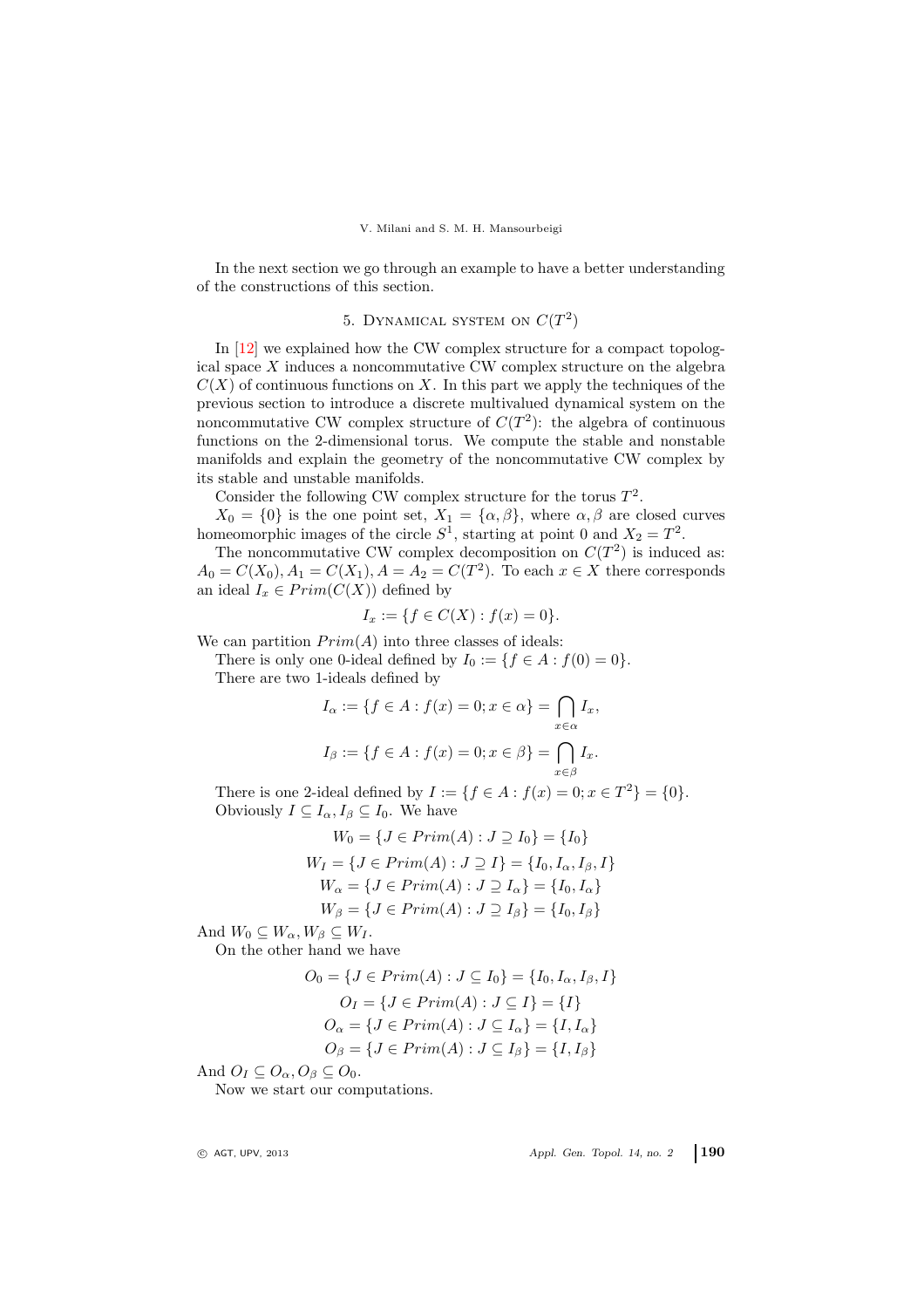In the next section we go through an example to have a better understanding of the constructions of this section.

## 5. Dynamical system on $C(T^2)$

In [12] we explained how the CW complex structure for a compact topological space $X$ induces a noncommutative CW complex structure on the algebra $C(X)$ of continuous functions on $X$. In this part we apply the techniques of the previous section to introduce a discrete multivalued dynamical system on the noncommutative CW complex structure of $C(T^2)$: the algebra of continuous functions on the 2-dimensional torus. We compute the stable and nonstable manifolds and explain the geometry of the noncommutative CW complex by its stable and unstable manifolds.

Consider the following CW complex structure for the torus $T^2$.

$X_0 = \{0\}$ is the one point set, $X_1 = \{\alpha, \beta\}$, where $\alpha, \beta$ are closed curves homeomorphic images of the circle $S^1$, starting at point 0 and $X_2 = T^2$.

The noncommutative CW complex decomposition on $C(T^2)$ is induced as: $A_0 = C(X_0), A_1 = C(X_1), A = A_2 = C(T^2)$. To each $x \in X$ there corresponds an ideal $I_x \in Prim(C(X))$ defined by

$$I_x := \{f \in C(X) : f(x) = 0\}.$$

We can partition $Prim(A)$ into three classes of ideals:

There is only one 0-ideal defined by $I_0 := \{f \in A : f(0) = 0\}$.

There are two 1-ideals defined by

$$I_\alpha := \{f \in A : f(x) = 0; x \in \alpha\} = \bigcap_{x \in \alpha} I_x,$$

$$I_\beta := \{f \in A : f(x) = 0; x \in \beta\} = \bigcap_{x \in \beta} I_x.$$

There is one 2-ideal defined by $I := \{f \in A : f(x) = 0; x \in T^2\} = \{0\}$.

Obviously $I \subseteq I_\alpha, I_\beta \subseteq I_0$. We have

$$W_0 = \{J \in Prim(A) : J \supseteq I_0\} = \{I_0\}$$

$$W_I = \{J \in Prim(A) : J \supseteq I\} = \{I_0, I_\alpha, I_\beta, I\}$$

$$W_\alpha = \{J \in Prim(A) : J \supseteq I_\alpha\} = \{I_0, I_\alpha\}$$

$$W_\beta = \{J \in Prim(A) : J \supseteq I_\beta\} = \{I_0, I_\beta\}$$

And $W_0 \subseteq W_\alpha, W_\beta \subseteq W_I$.

On the other hand we have

$$O_0 = \{J \in Prim(A) : J \subseteq I_0\} = \{I_0, I_\alpha, I_\beta, I\}$$

$$O_I = \{J \in Prim(A) : J \subseteq I\} = \{I\}$$

$$O_\alpha = \{J \in Prim(A) : J \subseteq I_\alpha\} = \{I, I_\alpha\}$$

$$O_\beta = \{J \in Prim(A) : J \subseteq I_\beta\} = \{I, I_\beta\}$$

And $O_I \subseteq O_\alpha, O_\beta \subseteq O_0$.

Now we start our computations.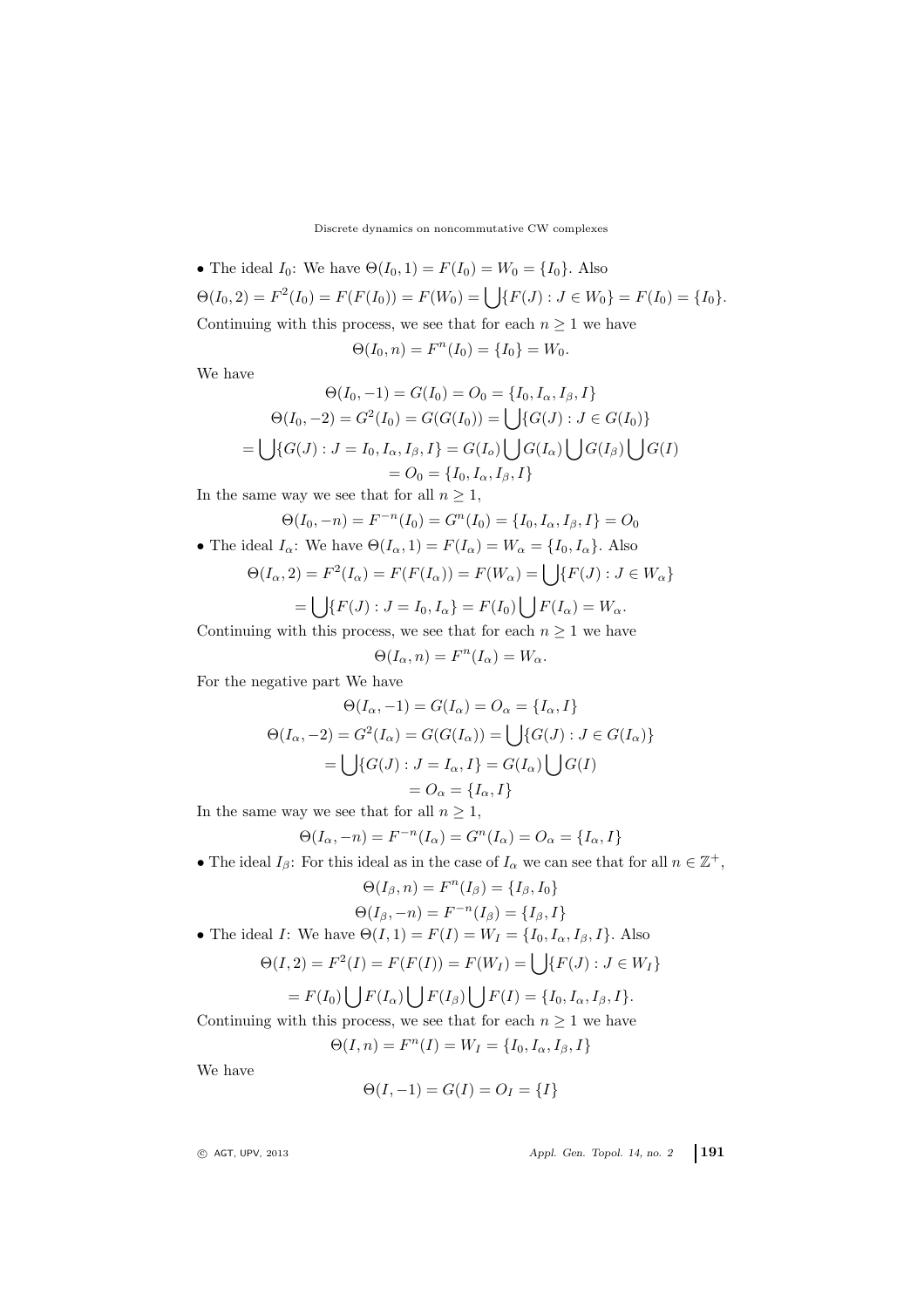• The ideal $I_0$: We have $\Theta(I_0, 1) = F(I_0) = W_0 = \{I_0\}$. Also

$$\Theta(I_0, 2) = F^2(I_0) = F(F(I_0)) = F(W_0) = \bigcup\{F(J) : J \in W_0\} = F(I_0) = \{I_0\}.$$

Continuing with this process, we see that for each $n \geq 1$ we have

$$\Theta(I_0, n) = F^n(I_0) = \{I_0\} = W_0.$$

We have

$$\Theta(I_0, -1) = G(I_0) = O_0 = \{I_0, I_\alpha, I_\beta, I\}$$

$$\Theta(I_0, -2) = G^2(I_0) = G(G(I_0)) = \bigcup\{G(J) : J \in G(I_0)\}$$

$$= \bigcup\{G(J) : J = I_0, I_\alpha, I_\beta, I\} = G(I_o)\bigcup G(I_\alpha)\bigcup G(I_\beta)\bigcup G(I)$$

$$= O_0 = \{I_0, I_\alpha, I_\beta, I\}$$

In the same way we see that for all $n \geq 1$,

$$\Theta(I_0, -n) = F^{-n}(I_0) = G^n(I_0) = \{I_0, I_\alpha, I_\beta, I\} = O_0$$

• The ideal $I_\alpha$: We have $\Theta(I_\alpha, 1) = F(I_\alpha) = W_\alpha = \{I_0, I_\alpha\}$. Also

$$\Theta(I_\alpha, 2) = F^2(I_\alpha) = F(F(I_\alpha)) = F(W_\alpha) = \bigcup\{F(J) : J \in W_\alpha\}$$

$$= \bigcup\{F(J) : J = I_0, I_\alpha\} = F(I_0)\bigcup F(I_\alpha) = W_\alpha.$$

Continuing with this process, we see that for each $n \geq 1$ we have

$$\Theta(I_\alpha, n) = F^n(I_\alpha) = W_\alpha.$$

For the negative part We have

$$\Theta(I_\alpha, -1) = G(I_\alpha) = O_\alpha = \{I_\alpha, I\}$$

$$\Theta(I_\alpha, -2) = G^2(I_\alpha) = G(G(I_\alpha)) = \bigcup\{G(J) : J \in G(I_\alpha)\}$$

$$= \bigcup\{G(J) : J = I_\alpha, I\} = G(I_\alpha)\bigcup G(I)$$

$$= O_\alpha = \{I_\alpha, I\}$$

In the same way we see that for all $n \geq 1$,

$$\Theta(I_\alpha, -n) = F^{-n}(I_\alpha) = G^n(I_\alpha) = O_\alpha = \{I_\alpha, I\}$$

• The ideal $I_\beta$: For this ideal as in the case of $I_\alpha$ we can see that for all $n \in \mathbb{Z}^+$,

$$\Theta(I_\beta, n) = F^n(I_\beta) = \{I_\beta, I_0\}$$

$$\Theta(I_\beta, -n) = F^{-n}(I_\beta) = \{I_\beta, I\}$$

• The ideal $I$: We have $\Theta(I, 1) = F(I) = W_I = \{I_0, I_\alpha, I_\beta, I\}$. Also

$$\Theta(I, 2) = F^2(I) = F(F(I)) = F(W_I) = \bigcup\{F(J) : J \in W_I\}$$

$$= F(I_0)\bigcup F(I_\alpha)\bigcup F(I_\beta)\bigcup F(I) = \{I_0, I_\alpha, I_\beta, I\}.$$

Continuing with this process, we see that for each $n \geq 1$ we have

$$\Theta(I, n) = F^n(I) = W_I = \{I_0, I_\alpha, I_\beta, I\}$$

We have

$$\Theta(I, -1) = G(I) = O_I = \{I\}$$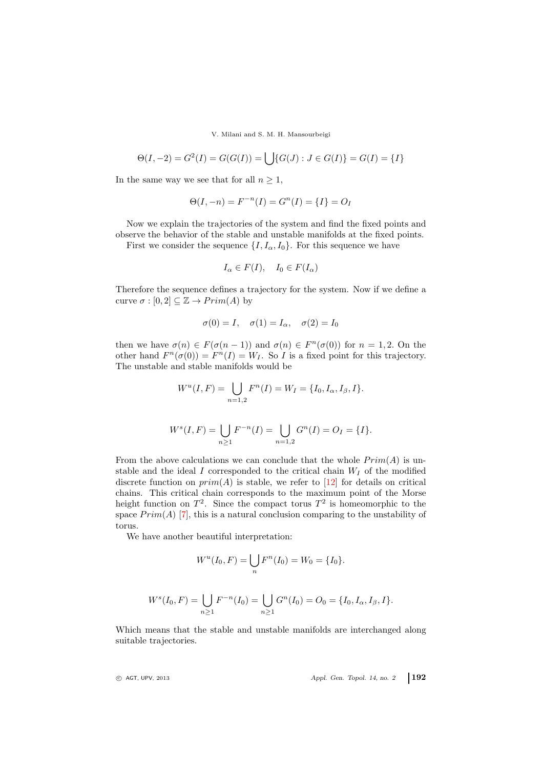$$\Theta(I,-2)=G^2(I)=G(G(I))=\bigcup\{G(J):J\in G(I)\}=G(I)=\{I\}$$

In the same way we see that for all $n\geq 1$,

$$\Theta(I,-n)=F^{-n}(I)=G^n(I)=\{I\}=O_I$$

Now we explain the trajectories of the system and find the fixed points and observe the behavior of the stable and unstable manifolds at the fixed points.

First we consider the sequence $\{I, I_\alpha, I_0\}$. For this sequence we have

$$I_\alpha\in F(I),\quad I_0\in F(I_\alpha)$$

Therefore the sequence defines a trajectory for the system. Now if we define a curve $\sigma:[0,2]\subseteq\mathbb{Z}\to Prim(A)$ by

$$\sigma(0)=I,\quad \sigma(1)=I_\alpha,\quad \sigma(2)=I_0$$

then we have $\sigma(n)\in F(\sigma(n-1))$ and $\sigma(n)\in F^n(\sigma(0))$ for $n=1,2$. On the other hand $F^n(\sigma(0))=F^n(I)=W_I$. So $I$ is a fixed point for this trajectory. The unstable and stable manifolds would be

$$W^u(I,F)=\bigcup_{n=1,2}F^n(I)=W_I=\{I_0,I_\alpha,I_\beta,I\}.$$

$$W^s(I,F)=\bigcup_{n\geq 1}F^{-n}(I)=\bigcup_{n=1,2}G^n(I)=O_I=\{I\}.$$

From the above calculations we can conclude that the whole $Prim(A)$ is unstable and the ideal $I$ corresponded to the critical chain $W_I$ of the modified discrete function on $prim(A)$ is stable, we refer to [12] for details on critical chains. This critical chain corresponds to the maximum point of the Morse height function on $T^2$. Since the compact torus $T^2$ is homeomorphic to the space $Prim(A)$ [7], this is a natural conclusion comparing to the unstability of torus.

We have another beautiful interpretation:

$$W^u(I_0,F)=\bigcup_n F^n(I_0)=W_0=\{I_0\}.$$

$$W^s(I_0,F)=\bigcup_{n\geq 1}F^{-n}(I_0)=\bigcup_{n\geq 1}G^n(I_0)=O_0=\{I_0,I_\alpha,I_\beta,I\}.$$

Which means that the stable and unstable manifolds are interchanged along suitable trajectories.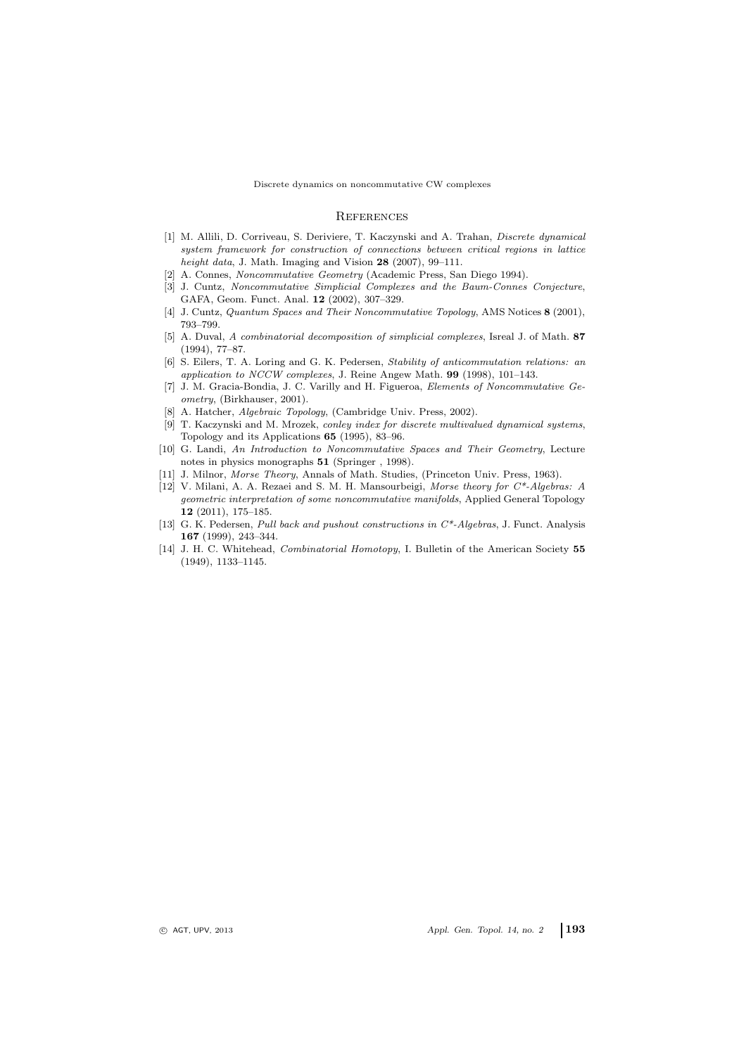## References

[1] M. Allili, D. Corriveau, S. Deriviere, T. Kaczynski and A. Trahan, *Discrete dynamical system framework for construction of connections between critical regions in lattice height data*, J. Math. Imaging and Vision **28** (2007), 99–111.

[2] A. Connes, *Noncommutative Geometry* (Academic Press, San Diego 1994).

[3] J. Cuntz, *Noncommutative Simplicial Complexes and the Baum-Connes Conjecture*, GAFA, Geom. Funct. Anal. **12** (2002), 307–329.

[4] J. Cuntz, *Quantum Spaces and Their Noncommutative Topology*, AMS Notices **8** (2001), 793–799.

[5] A. Duval, *A combinatorial decomposition of simplicial complexes*, Isreal J. of Math. **87** (1994), 77–87.

[6] S. Eilers, T. A. Loring and G. K. Pedersen, *Stability of anticommutation relations: an application to NCCW complexes*, J. Reine Angew Math. **99** (1998), 101–143.

[7] J. M. Gracia-Bondia, J. C. Varilly and H. Figueroa, *Elements of Noncommutative Geometry*, (Birkhauser, 2001).

[8] A. Hatcher, *Algebraic Topology*, (Cambridge Univ. Press, 2002).

[9] T. Kaczynski and M. Mrozek, *conley index for discrete multivalued dynamical systems*, Topology and its Applications **65** (1995), 83–96.

[10] G. Landi, *An Introduction to Noncommutative Spaces and Their Geometry*, Lecture notes in physics monographs **51** (Springer , 1998).

[11] J. Milnor, *Morse Theory*, Annals of Math. Studies, (Princeton Univ. Press, 1963).

[12] V. Milani, A. A. Rezaei and S. M. H. Mansourbeigi, *Morse theory for C\*-Algebras: A geometric interpretation of some noncommutative manifolds*, Applied General Topology **12** (2011), 175–185.

[13] G. K. Pedersen, *Pull back and pushout constructions in C\*-Algebras*, J. Funct. Analysis **167** (1999), 243–344.

[14] J. H. C. Whitehead, *Combinatorial Homotopy*, I. Bulletin of the American Society **55** (1949), 1133–1145.